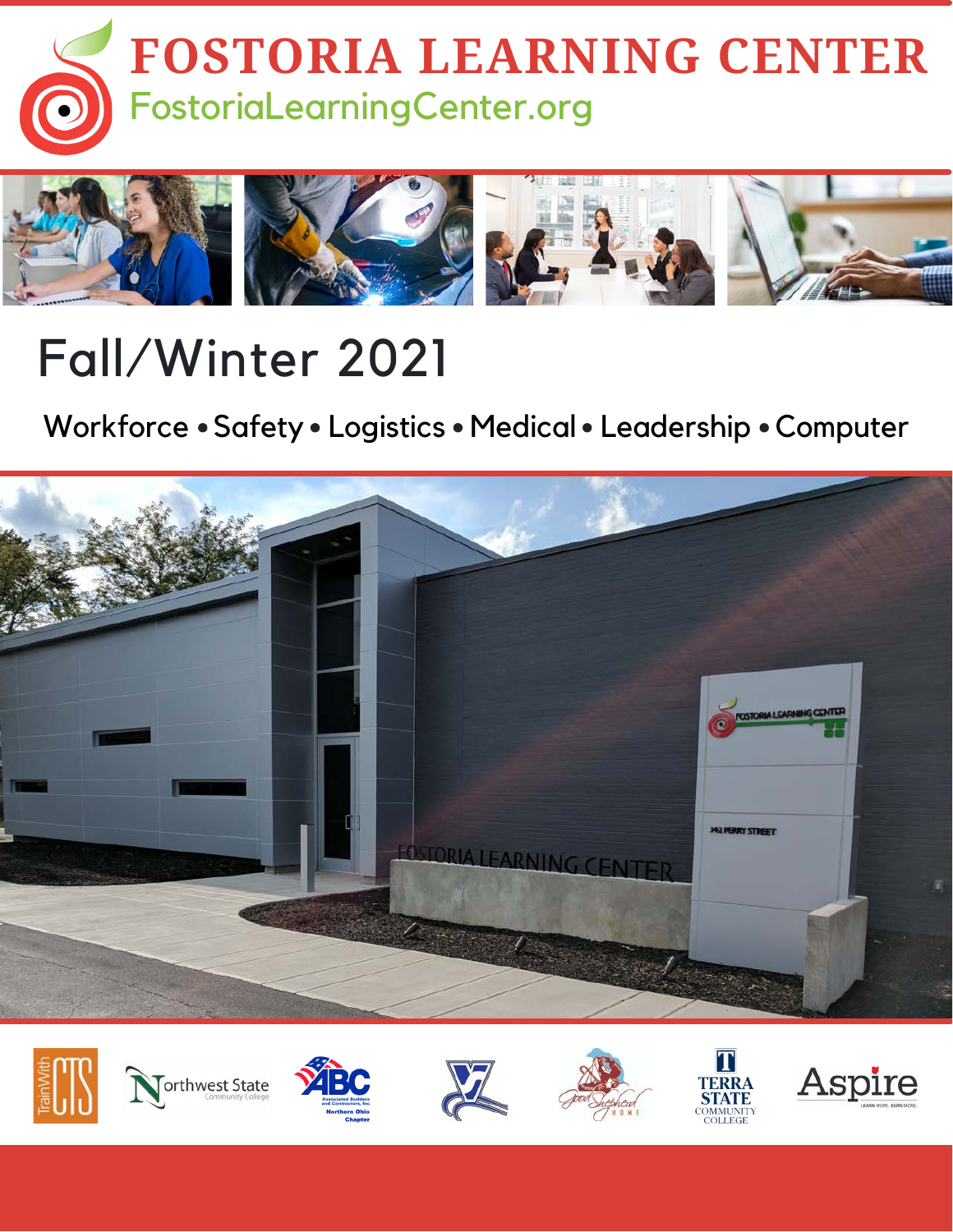# FOSTORIA LEARNING CENTER

FostoriaLearningCenter.org

## Fall/Winter 2021

Workforce • Safety • Logistics • Medical • Leadership • Computer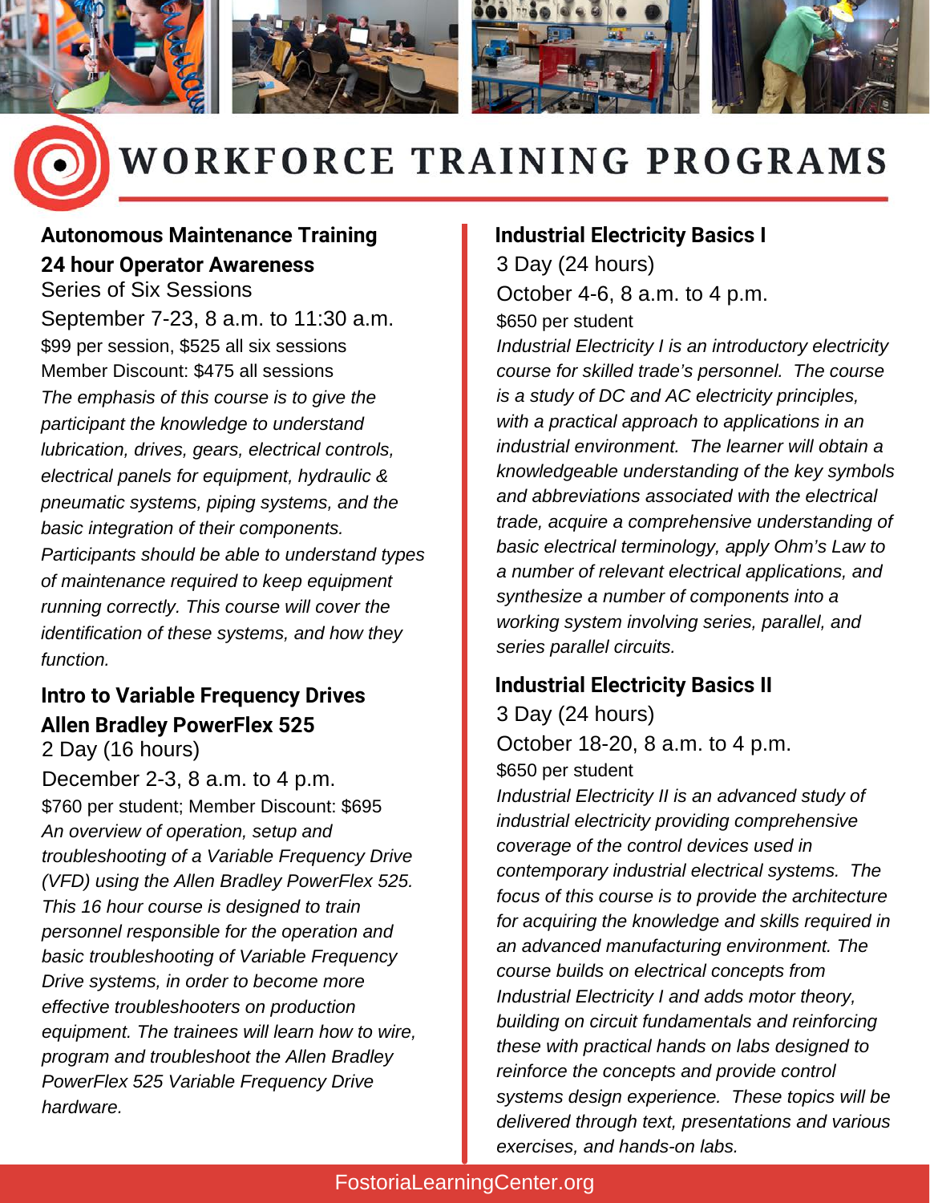# WORKFORCE TRAINING PROGRAMS

## Autonomous Maintenance Training

## 24 hour Operator Awareness

Series of Six Sessions

September 7-23, 8 a.m. to 11:30 a.m.

$99 per session, $525 all six sessions

Member Discount: $475 all sessions

*The emphasis of this course is to give the participant the knowledge to understand lubrication, drives, gears, electrical controls, electrical panels for equipment, hydraulic & pneumatic systems, piping systems, and the basic integration of their components. Participants should be able to understand types of maintenance required to keep equipment running correctly. This course will cover the identification of these systems, and how they function.*

## Intro to Variable Frequency Drives

## Allen Bradley PowerFlex 525

2 Day (16 hours)

December 2-3, 8 a.m. to 4 p.m.

$760 per student; Member Discount: $695

*An overview of operation, setup and troubleshooting of a Variable Frequency Drive (VFD) using the Allen Bradley PowerFlex 525. This 16 hour course is designed to train personnel responsible for the operation and basic troubleshooting of Variable Frequency Drive systems, in order to become more effective troubleshooters on production equipment. The trainees will learn how to wire, program and troubleshoot the Allen Bradley PowerFlex 525 Variable Frequency Drive hardware.*

## Industrial Electricity Basics I

3 Day (24 hours)

October 4-6, 8 a.m. to 4 p.m.

$650 per student

*Industrial Electricity I is an introductory electricity course for skilled trade's personnel. The course is a study of DC and AC electricity principles, with a practical approach to applications in an industrial environment. The learner will obtain a knowledgeable understanding of the key symbols and abbreviations associated with the electrical trade, acquire a comprehensive understanding of basic electrical terminology, apply Ohm's Law to a number of relevant electrical applications, and synthesize a number of components into a working system involving series, parallel, and series parallel circuits.*

## Industrial Electricity Basics II

3 Day (24 hours)

October 18-20, 8 a.m. to 4 p.m.

$650 per student

*Industrial Electricity II is an advanced study of industrial electricity providing comprehensive coverage of the control devices used in contemporary industrial electrical systems. The focus of this course is to provide the architecture for acquiring the knowledge and skills required in an advanced manufacturing environment. The course builds on electrical concepts from Industrial Electricity I and adds motor theory, building on circuit fundamentals and reinforcing these with practical hands on labs designed to reinforce the concepts and provide control systems design experience. These topics will be delivered through text, presentations and various exercises, and hands-on labs.*

FostoriaLearningCenter.org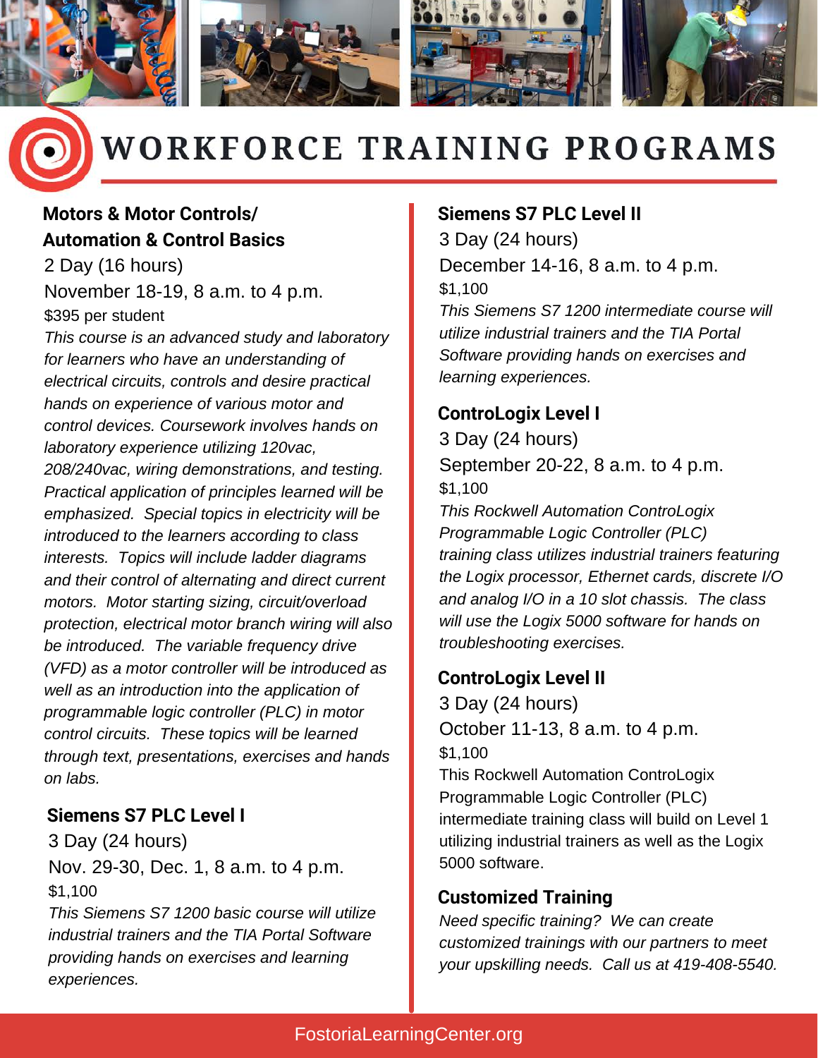# WORKFORCE TRAINING PROGRAMS

### Motors & Motor Controls/ Automation & Control Basics

2 Day (16 hours)

November 18-19, 8 a.m. to 4 p.m.

$395 per student

*This course is an advanced study and laboratory for learners who have an understanding of electrical circuits, controls and desire practical hands on experience of various motor and control devices. Coursework involves hands on laboratory experience utilizing 120vac, 208/240vac, wiring demonstrations, and testing. Practical application of principles learned will be emphasized. Special topics in electricity will be introduced to the learners according to class interests. Topics will include ladder diagrams and their control of alternating and direct current motors. Motor starting sizing, circuit/overload protection, electrical motor branch wiring will also be introduced. The variable frequency drive (VFD) as a motor controller will be introduced as well as an introduction into the application of programmable logic controller (PLC) in motor control circuits. These topics will be learned through text, presentations, exercises and hands on labs.*

### Siemens S7 PLC Level I

3 Day (24 hours)

Nov. 29-30, Dec. 1, 8 a.m. to 4 p.m.

$1,100

*This Siemens S7 1200 basic course will utilize industrial trainers and the TIA Portal Software providing hands on exercises and learning experiences.*

### Siemens S7 PLC Level II

3 Day (24 hours)

December 14-16, 8 a.m. to 4 p.m.

$1,100

*This Siemens S7 1200 intermediate course will utilize industrial trainers and the TIA Portal Software providing hands on exercises and learning experiences.*

### ControLogix Level I

3 Day (24 hours)

September 20-22, 8 a.m. to 4 p.m.

$1,100

*This Rockwell Automation ControLogix Programmable Logic Controller (PLC) training class utilizes industrial trainers featuring the Logix processor, Ethernet cards, discrete I/O and analog I/O in a 10 slot chassis. The class will use the Logix 5000 software for hands on troubleshooting exercises.*

### ControLogix Level II

3 Day (24 hours)

October 11-13, 8 a.m. to 4 p.m.

$1,100

This Rockwell Automation ControLogix Programmable Logic Controller (PLC) intermediate training class will build on Level 1 utilizing industrial trainers as well as the Logix 5000 software.

### Customized Training

*Need specific training? We can create customized trainings with our partners to meet your upskilling needs. Call us at 419-408-5540.*

FostoriaLearningCenter.org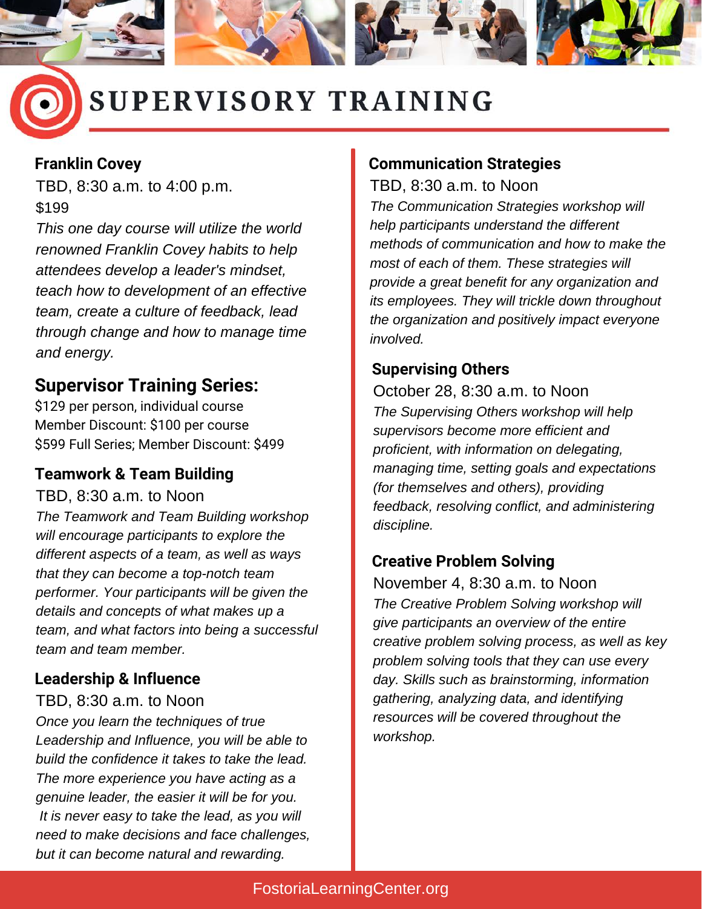# SUPERVISORY TRAINING

### Franklin Covey

TBD, 8:30 a.m. to 4:00 p.m.

$199

*This one day course will utilize the world renowned Franklin Covey habits to help attendees develop a leader's mindset, teach how to development of an effective team, create a culture of feedback, lead through change and how to manage time and energy.*

## Supervisor Training Series:

$129 per person, individual course
Member Discount: $100 per course
$599 Full Series; Member Discount: $499

### Teamwork & Team Building

TBD, 8:30 a.m. to Noon

*The Teamwork and Team Building workshop will encourage participants to explore the different aspects of a team, as well as ways that they can become a top-notch team performer. Your participants will be given the details and concepts of what makes up a team, and what factors into being a successful team and team member.*

### Leadership & Influence

TBD, 8:30 a.m. to Noon

*Once you learn the techniques of true Leadership and Influence, you will be able to build the confidence it takes to take the lead. The more experience you have acting as a genuine leader, the easier it will be for you. It is never easy to take the lead, as you will need to make decisions and face challenges, but it can become natural and rewarding.*

### Communication Strategies

TBD, 8:30 a.m. to Noon

*The Communication Strategies workshop will help participants understand the different methods of communication and how to make the most of each of them. These strategies will provide a great benefit for any organization and its employees. They will trickle down throughout the organization and positively impact everyone involved.*

### Supervising Others

October 28, 8:30 a.m. to Noon

*The Supervising Others workshop will help supervisors become more efficient and proficient, with information on delegating, managing time, setting goals and expectations (for themselves and others), providing feedback, resolving conflict, and administering discipline.*

### Creative Problem Solving

November 4, 8:30 a.m. to Noon

*The Creative Problem Solving workshop will give participants an overview of the entire creative problem solving process, as well as key problem solving tools that they can use every day. Skills such as brainstorming, information gathering, analyzing data, and identifying resources will be covered throughout the workshop.*

FostoriaLearningCenter.org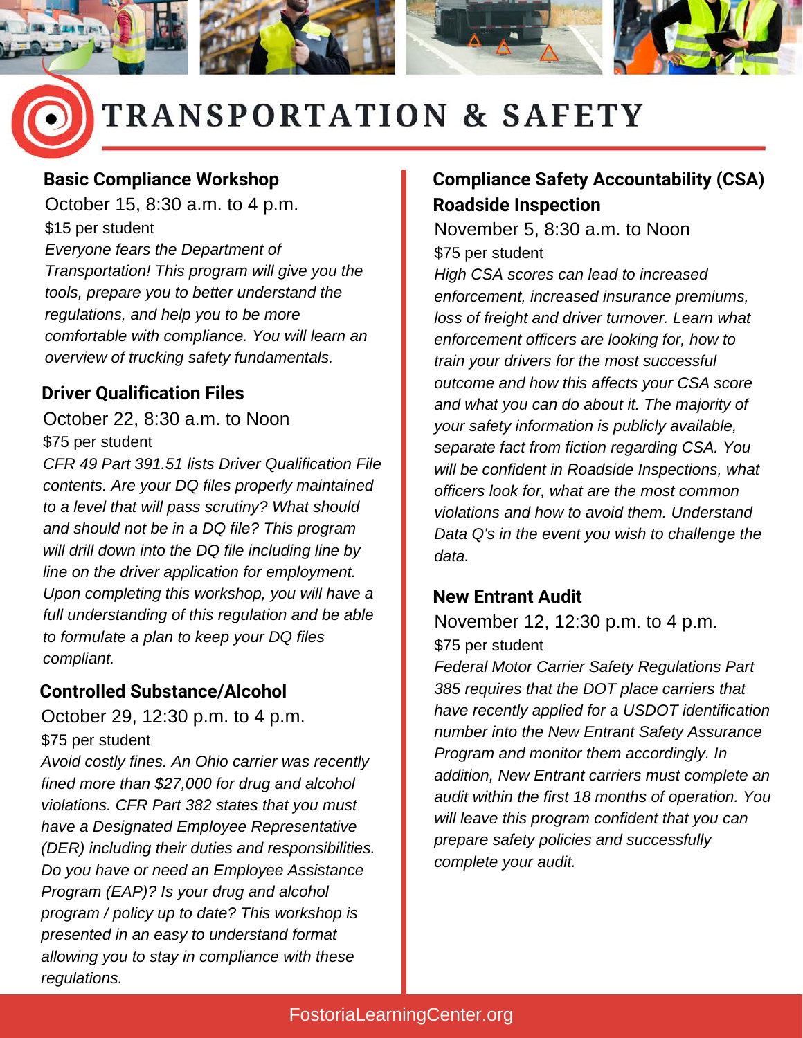# TRANSPORTATION & SAFETY

## Basic Compliance Workshop

October 15, 8:30 a.m. to 4 p.m.

$15 per student

*Everyone fears the Department of Transportation! This program will give you the tools, prepare you to better understand the regulations, and help you to be more comfortable with compliance. You will learn an overview of trucking safety fundamentals.*

## Driver Qualification Files

October 22, 8:30 a.m. to Noon

$75 per student

*CFR 49 Part 391.51 lists Driver Qualification File contents. Are your DQ files properly maintained to a level that will pass scrutiny? What should and should not be in a DQ file? This program will drill down into the DQ file including line by line on the driver application for employment. Upon completing this workshop, you will have a full understanding of this regulation and be able to formulate a plan to keep your DQ files compliant.*

## Controlled Substance/Alcohol

October 29, 12:30 p.m. to 4 p.m.

$75 per student

*Avoid costly fines. An Ohio carrier was recently fined more than $27,000 for drug and alcohol violations. CFR Part 382 states that you must have a Designated Employee Representative (DER) including their duties and responsibilities. Do you have or need an Employee Assistance Program (EAP)? Is your drug and alcohol program / policy up to date? This workshop is presented in an easy to understand format allowing you to stay in compliance with these regulations.*

## Compliance Safety Accountability (CSA) Roadside Inspection

November 5, 8:30 a.m. to Noon

$75 per student

*High CSA scores can lead to increased enforcement, increased insurance premiums, loss of freight and driver turnover. Learn what enforcement officers are looking for, how to train your drivers for the most successful outcome and how this affects your CSA score and what you can do about it. The majority of your safety information is publicly available, separate fact from fiction regarding CSA. You will be confident in Roadside Inspections, what officers look for, what are the most common violations and how to avoid them. Understand Data Q's in the event you wish to challenge the data.*

## New Entrant Audit

November 12, 12:30 p.m. to 4 p.m.

$75 per student

*Federal Motor Carrier Safety Regulations Part 385 requires that the DOT place carriers that have recently applied for a USDOT identification number into the New Entrant Safety Assurance Program and monitor them accordingly. In addition, New Entrant carriers must complete an audit within the first 18 months of operation. You will leave this program confident that you can prepare safety policies and successfully complete your audit.*

FostoriaLearningCenter.org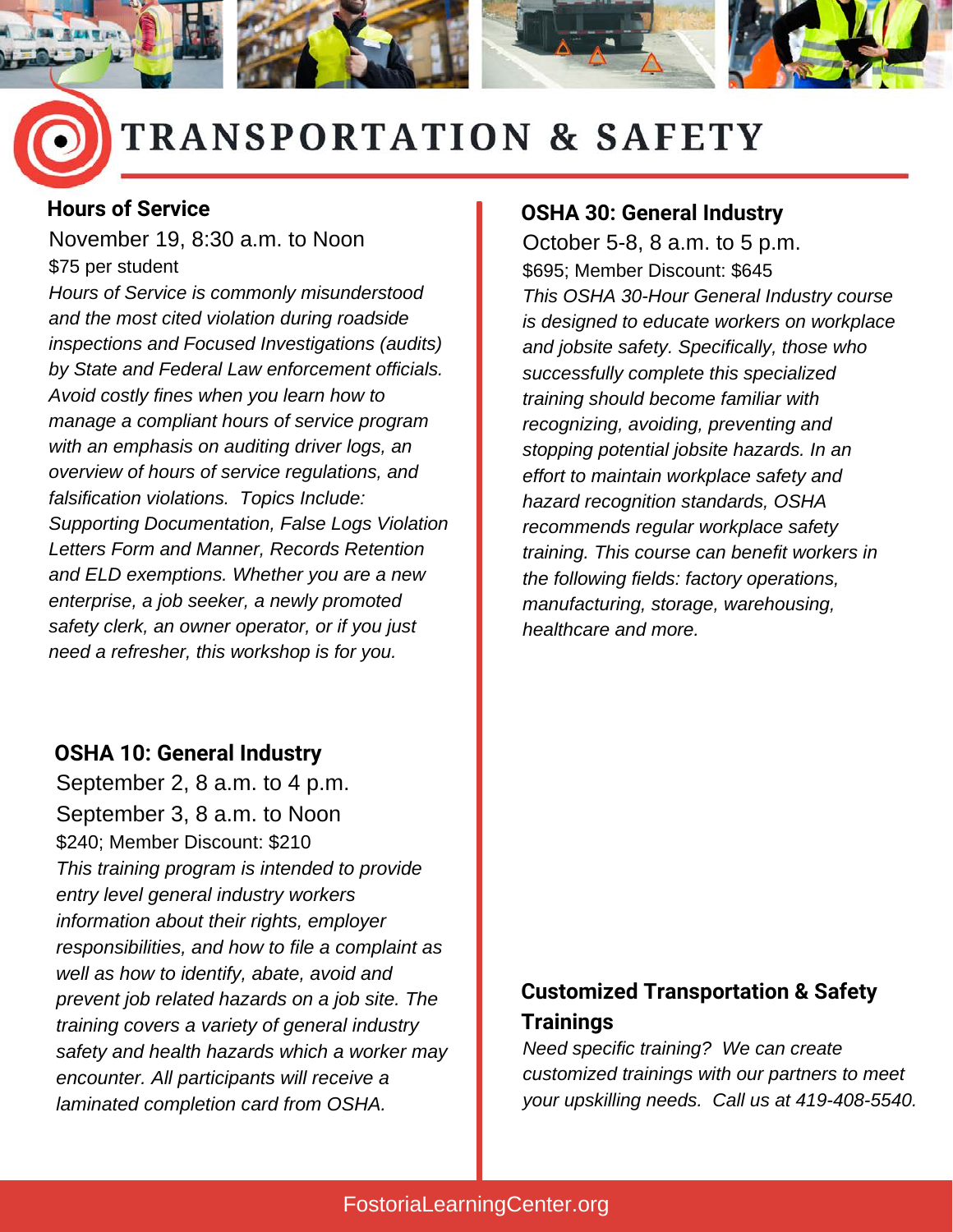# TRANSPORTATION & SAFETY

## Hours of Service

November 19, 8:30 a.m. to Noon

$75 per student

*Hours of Service is commonly misunderstood and the most cited violation during roadside inspections and Focused Investigations (audits) by State and Federal Law enforcement officials. Avoid costly fines when you learn how to manage a compliant hours of service program with an emphasis on auditing driver logs, an overview of hours of service regulations, and falsification violations. Topics Include: Supporting Documentation, False Logs Violation Letters Form and Manner, Records Retention and ELD exemptions. Whether you are a new enterprise, a job seeker, a newly promoted safety clerk, an owner operator, or if you just need a refresher, this workshop is for you.*

## OSHA 10: General Industry

September 2, 8 a.m. to 4 p.m.

September 3, 8 a.m. to Noon

$240; Member Discount: $210

*This training program is intended to provide entry level general industry workers information about their rights, employer responsibilities, and how to file a complaint as well as how to identify, abate, avoid and prevent job related hazards on a job site. The training covers a variety of general industry safety and health hazards which a worker may encounter. All participants will receive a laminated completion card from OSHA.*

## OSHA 30: General Industry

October 5-8, 8 a.m. to 5 p.m.

$695; Member Discount: $645

*This OSHA 30-Hour General Industry course is designed to educate workers on workplace and jobsite safety. Specifically, those who successfully complete this specialized training should become familiar with recognizing, avoiding, preventing and stopping potential jobsite hazards. In an effort to maintain workplace safety and hazard recognition standards, OSHA recommends regular workplace safety training. This course can benefit workers in the following fields: factory operations, manufacturing, storage, warehousing, healthcare and more.*

## Customized Transportation & Safety Trainings

*Need specific training? We can create customized trainings with our partners to meet your upskilling needs. Call us at 419-408-5540.*

FostoriaLearningCenter.org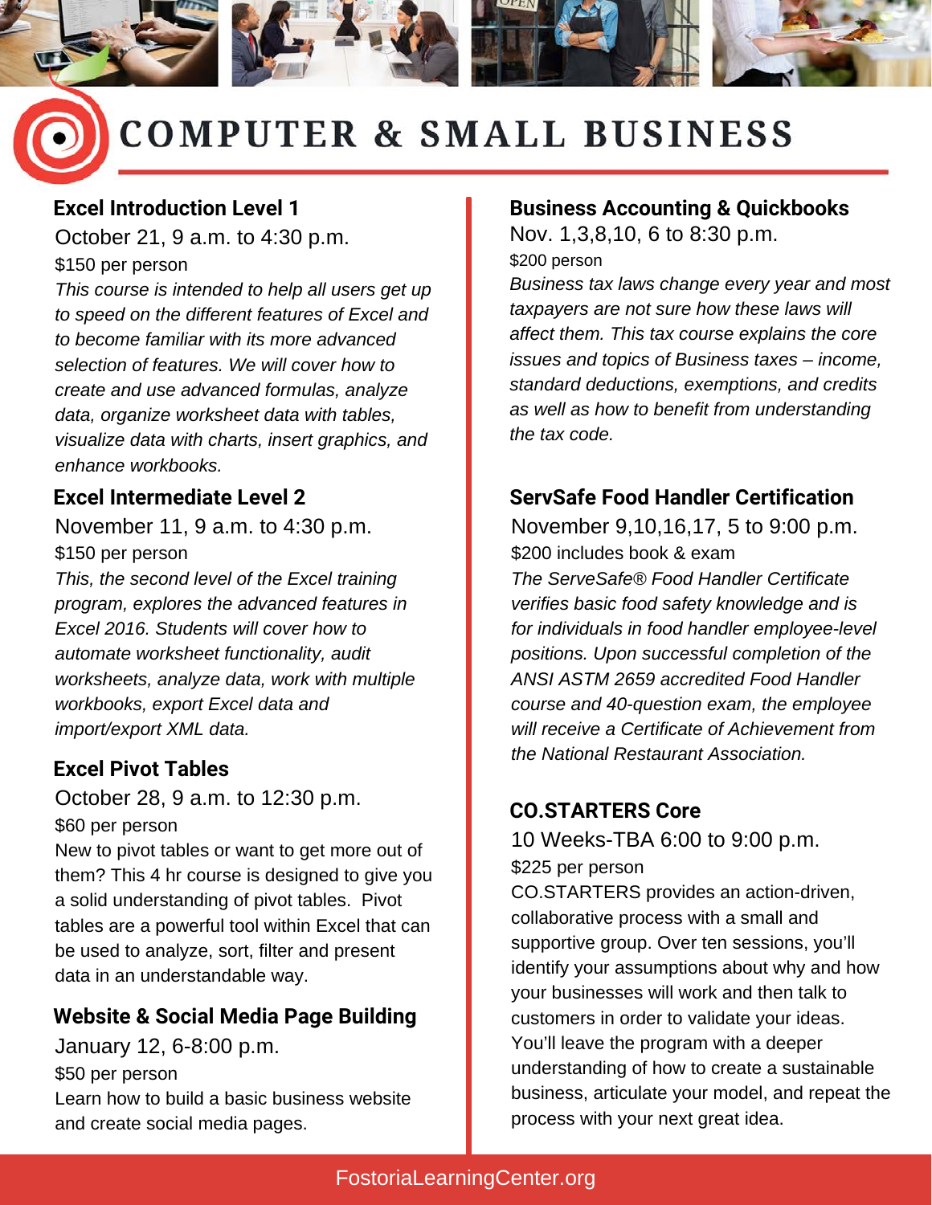# COMPUTER & SMALL BUSINESS

### Excel Introduction Level 1

October 21, 9 a.m. to 4:30 p.m.

$150 per person

*This course is intended to help all users get up to speed on the different features of Excel and to become familiar with its more advanced selection of features. We will cover how to create and use advanced formulas, analyze data, organize worksheet data with tables, visualize data with charts, insert graphics, and enhance workbooks.*

### Excel Intermediate Level 2

November 11, 9 a.m. to 4:30 p.m.

$150 per person

*This, the second level of the Excel training program, explores the advanced features in Excel 2016. Students will cover how to automate worksheet functionality, audit worksheets, analyze data, work with multiple workbooks, export Excel data and import/export XML data.*

### Excel Pivot Tables

October 28, 9 a.m. to 12:30 p.m.

$60 per person

New to pivot tables or want to get more out of them? This 4 hr course is designed to give you a solid understanding of pivot tables. Pivot tables are a powerful tool within Excel that can be used to analyze, sort, filter and present data in an understandable way.

### Website & Social Media Page Building

January 12, 6-8:00 p.m.

$50 per person

Learn how to build a basic business website and create social media pages.

### Business Accounting & Quickbooks

Nov. 1,3,8,10, 6 to 8:30 p.m.

$200 person

*Business tax laws change every year and most taxpayers are not sure how these laws will affect them. This tax course explains the core issues and topics of Business taxes – income, standard deductions, exemptions, and credits as well as how to benefit from understanding the tax code.*

### ServSafe Food Handler Certification

November 9,10,16,17, 5 to 9:00 p.m.

$200 includes book & exam

*The ServeSafe® Food Handler Certificate verifies basic food safety knowledge and is for individuals in food handler employee-level positions. Upon successful completion of the ANSI ASTM 2659 accredited Food Handler course and 40-question exam, the employee will receive a Certificate of Achievement from the National Restaurant Association.*

### CO.STARTERS Core

10 Weeks-TBA 6:00 to 9:00 p.m.

$225 per person

CO.STARTERS provides an action-driven, collaborative process with a small and supportive group. Over ten sessions, you'll identify your assumptions about why and how your businesses will work and then talk to customers in order to validate your ideas. You'll leave the program with a deeper understanding of how to create a sustainable business, articulate your model, and repeat the process with your next great idea.

FostoriaLearningCenter.org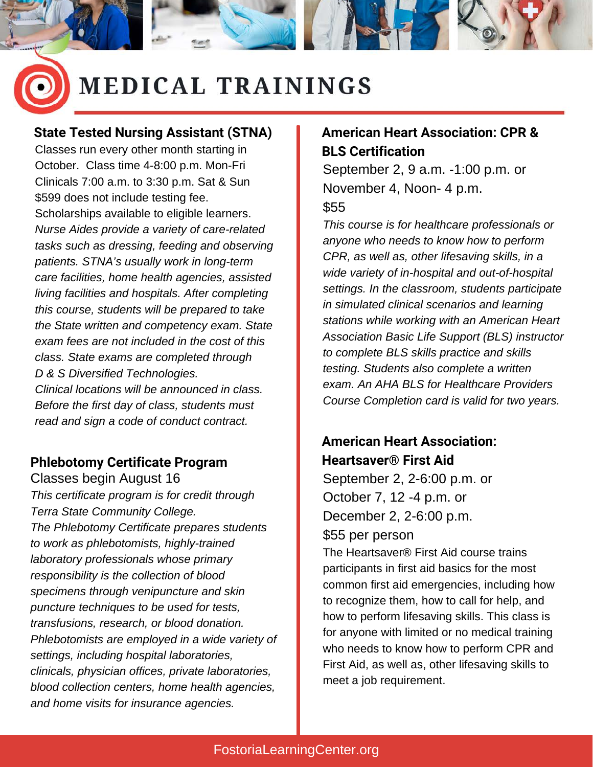# MEDICAL TRAININGS

## State Tested Nursing Assistant (STNA)

Classes run every other month starting in October. Class time 4-8:00 p.m. Mon-Fri
Clinicals 7:00 a.m. to 3:30 p.m. Sat & Sun
$599 does not include testing fee.
Scholarships available to eligible learners.

*Nurse Aides provide a variety of care-related tasks such as dressing, feeding and observing patients. STNA's usually work in long-term care facilities, home health agencies, assisted living facilities and hospitals. After completing this course, students will be prepared to take the State written and competency exam. State exam fees are not included in the cost of this class. State exams are completed through D & S Diversified Technologies.*
*Clinical locations will be announced in class. Before the first day of class, students must read and sign a code of conduct contract.*

## Phlebotomy Certificate Program

Classes begin August 16

*This certificate program is for credit through Terra State Community College.*
*The Phlebotomy Certificate prepares students to work as phlebotomists, highly-trained laboratory professionals whose primary responsibility is the collection of blood specimens through venipuncture and skin puncture techniques to be used for tests, transfusions, research, or blood donation. Phlebotomists are employed in a wide variety of settings, including hospital laboratories, clinicals, physician offices, private laboratories, blood collection centers, home health agencies, and home visits for insurance agencies.*

## American Heart Association: CPR & BLS Certification

September 2, 9 a.m. -1:00 p.m. or
November 4, Noon- 4 p.m.
$55

*This course is for healthcare professionals or anyone who needs to know how to perform CPR, as well as, other lifesaving skills, in a wide variety of in-hospital and out-of-hospital settings. In the classroom, students participate in simulated clinical scenarios and learning stations while working with an American Heart Association Basic Life Support (BLS) instructor to complete BLS skills practice and skills testing. Students also complete a written exam. An AHA BLS for Healthcare Providers Course Completion card is valid for two years.*

## American Heart Association: Heartsaver® First Aid

September 2, 2-6:00 p.m. or
October 7, 12 -4 p.m. or
December 2, 2-6:00 p.m.
$55 per person

The Heartsaver® First Aid course trains participants in first aid basics for the most common first aid emergencies, including how to recognize them, how to call for help, and how to perform lifesaving skills. This class is for anyone with limited or no medical training who needs to know how to perform CPR and First Aid, as well as, other lifesaving skills to meet a job requirement.

FostoriaLearningCenter.org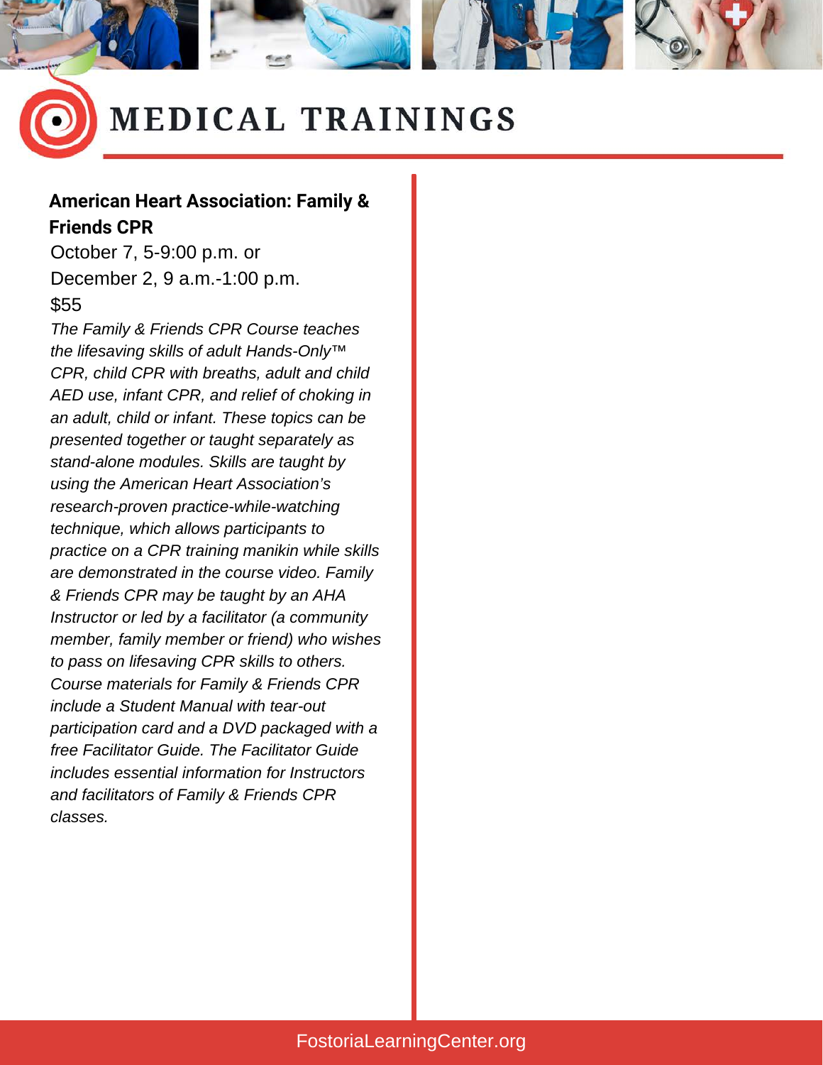# MEDICAL TRAININGS

**American Heart Association: Family & Friends CPR**

October 7, 5-9:00 p.m. or
December 2, 9 a.m.-1:00 p.m.
$55

*The Family & Friends CPR Course teaches the lifesaving skills of adult Hands-Only™ CPR, child CPR with breaths, adult and child AED use, infant CPR, and relief of choking in an adult, child or infant. These topics can be presented together or taught separately as stand-alone modules. Skills are taught by using the American Heart Association's research-proven practice-while-watching technique, which allows participants to practice on a CPR training manikin while skills are demonstrated in the course video. Family & Friends CPR may be taught by an AHA Instructor or led by a facilitator (a community member, family member or friend) who wishes to pass on lifesaving CPR skills to others. Course materials for Family & Friends CPR include a Student Manual with tear-out participation card and a DVD packaged with a free Facilitator Guide. The Facilitator Guide includes essential information for Instructors and facilitators of Family & Friends CPR classes.*